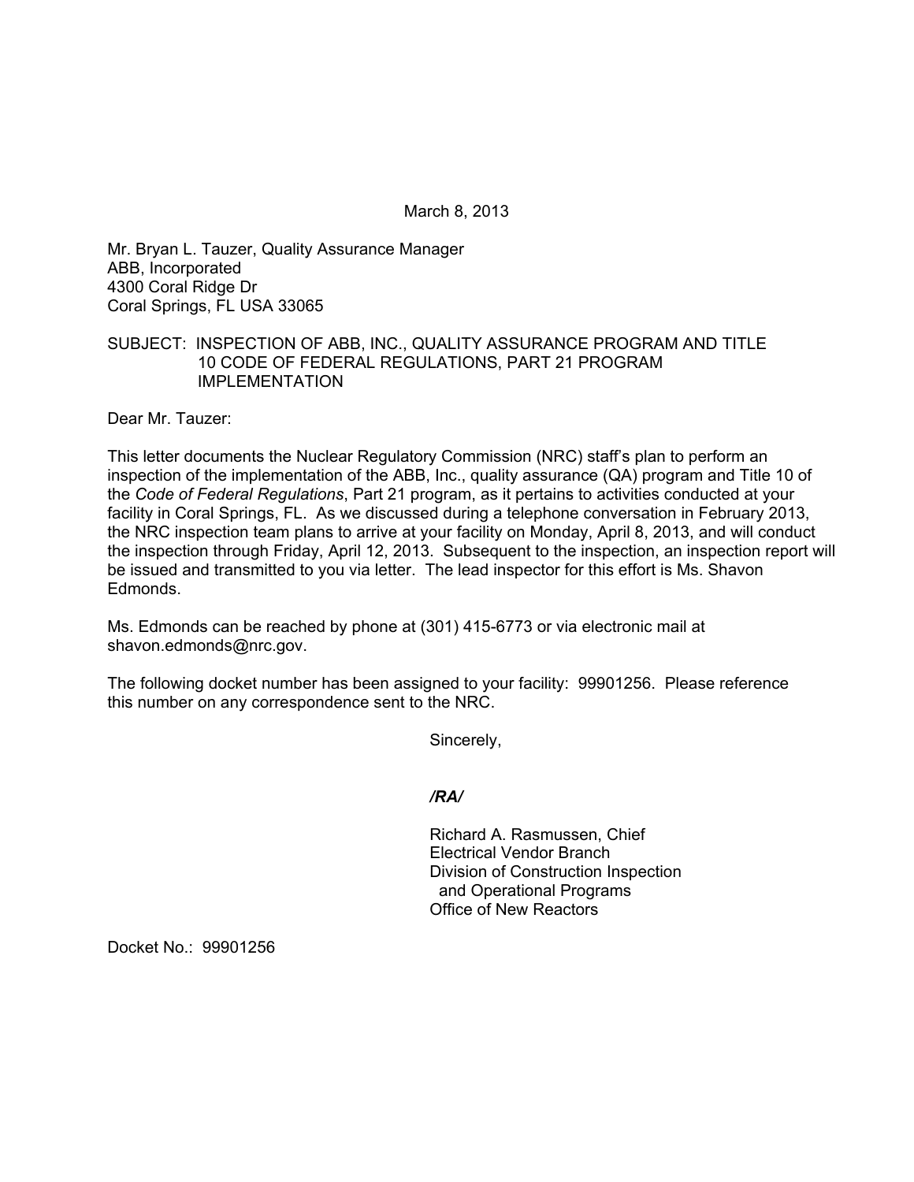March 8, 2013

Mr. Bryan L. Tauzer, Quality Assurance Manager
ABB, Incorporated
4300 Coral Ridge Dr
Coral Springs, FL USA 33065

SUBJECT: INSPECTION OF ABB, INC., QUALITY ASSURANCE PROGRAM AND TITLE 10 CODE OF FEDERAL REGULATIONS, PART 21 PROGRAM IMPLEMENTATION

Dear Mr. Tauzer:

This letter documents the Nuclear Regulatory Commission (NRC) staff's plan to perform an inspection of the implementation of the ABB, Inc., quality assurance (QA) program and Title 10 of the *Code of Federal Regulations*, Part 21 program, as it pertains to activities conducted at your facility in Coral Springs, FL. As we discussed during a telephone conversation in February 2013, the NRC inspection team plans to arrive at your facility on Monday, April 8, 2013, and will conduct the inspection through Friday, April 12, 2013. Subsequent to the inspection, an inspection report will be issued and transmitted to you via letter. The lead inspector for this effort is Ms. Shavon Edmonds.

Ms. Edmonds can be reached by phone at (301) 415-6773 or via electronic mail at shavon.edmonds@nrc.gov.

The following docket number has been assigned to your facility: 99901256. Please reference this number on any correspondence sent to the NRC.

Sincerely,

***/RA/***

Richard A. Rasmussen, Chief
Electrical Vendor Branch
Division of Construction Inspection
and Operational Programs
Office of New Reactors

Docket No.: 99901256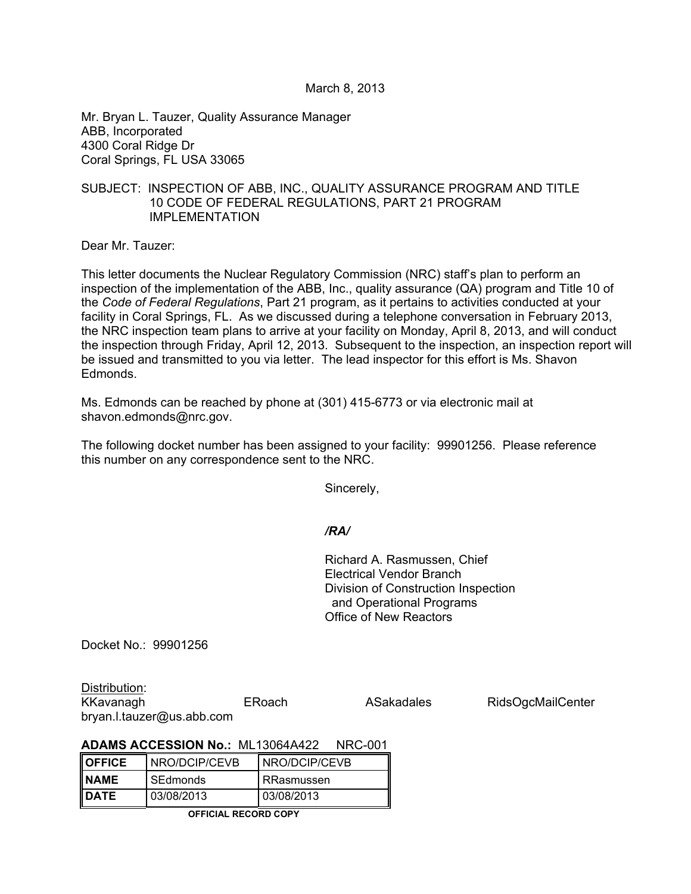March 8, 2013

Mr. Bryan L. Tauzer, Quality Assurance Manager
ABB, Incorporated
4300 Coral Ridge Dr
Coral Springs, FL USA 33065

SUBJECT: INSPECTION OF ABB, INC., QUALITY ASSURANCE PROGRAM AND TITLE 10 CODE OF FEDERAL REGULATIONS, PART 21 PROGRAM IMPLEMENTATION

Dear Mr. Tauzer:

This letter documents the Nuclear Regulatory Commission (NRC) staff's plan to perform an inspection of the implementation of the ABB, Inc., quality assurance (QA) program and Title 10 of the *Code of Federal Regulations*, Part 21 program, as it pertains to activities conducted at your facility in Coral Springs, FL. As we discussed during a telephone conversation in February 2013, the NRC inspection team plans to arrive at your facility on Monday, April 8, 2013, and will conduct the inspection through Friday, April 12, 2013. Subsequent to the inspection, an inspection report will be issued and transmitted to you via letter. The lead inspector for this effort is Ms. Shavon Edmonds.

Ms. Edmonds can be reached by phone at (301) 415-6773 or via electronic mail at shavon.edmonds@nrc.gov.

The following docket number has been assigned to your facility: 99901256. Please reference this number on any correspondence sent to the NRC.

Sincerely,

*/RA/*

Richard A. Rasmussen, Chief
Electrical Vendor Branch
Division of Construction Inspection
and Operational Programs
Office of New Reactors

Docket No.: 99901256

Distribution:
KKavanagh ERoach ASakadales RidsOgcMailCenter
bryan.l.tauzer@us.abb.com

**ADAMS ACCESSION No.:** ML13064A422 NRC-001

| | | |
|---|---|---|
| **OFFICE** | NRO/DCIP/CEVB | NRO/DCIP/CEVB |
| **NAME** | SEdmonds | RRasmussen |
| **DATE** | 03/08/2013 | 03/08/2013 |

**OFFICIAL RECORD COPY**